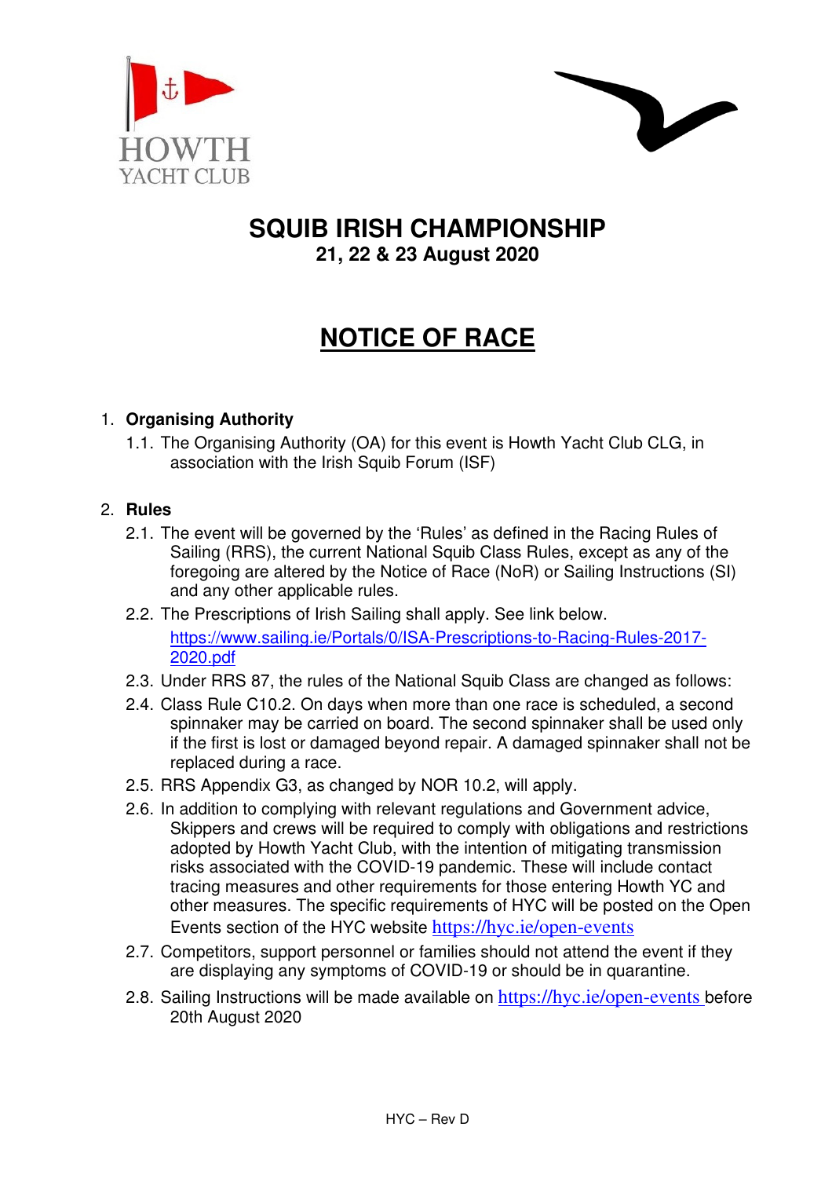HOWTH
YACHT CLUB

# SQUIB IRISH CHAMPIONSHIP

**21, 22 & 23 August 2020**

# NOTICE OF RACE

1. **Organising Authority**
   - 1.1. The Organising Authority (OA) for this event is Howth Yacht Club CLG, in association with the Irish Squib Forum (ISF)

2. **Rules**
   - 2.1. The event will be governed by the 'Rules' as defined in the Racing Rules of Sailing (RRS), the current National Squib Class Rules, except as any of the foregoing are altered by the Notice of Race (NoR) or Sailing Instructions (SI) and any other applicable rules.
   - 2.2. The Prescriptions of Irish Sailing shall apply. See link below. https://www.sailing.ie/Portals/0/ISA-Prescriptions-to-Racing-Rules-2017-2020.pdf
   - 2.3. Under RRS 87, the rules of the National Squib Class are changed as follows:
   - 2.4. Class Rule C10.2. On days when more than one race is scheduled, a second spinnaker may be carried on board. The second spinnaker shall be used only if the first is lost or damaged beyond repair. A damaged spinnaker shall not be replaced during a race.
   - 2.5. RRS Appendix G3, as changed by NOR 10.2, will apply.
   - 2.6. In addition to complying with relevant regulations and Government advice, Skippers and crews will be required to comply with obligations and restrictions adopted by Howth Yacht Club, with the intention of mitigating transmission risks associated with the COVID-19 pandemic. These will include contact tracing measures and other requirements for those entering Howth YC and other measures. The specific requirements of HYC will be posted on the Open Events section of the HYC website https://hyc.ie/open-events
   - 2.7. Competitors, support personnel or families should not attend the event if they are displaying any symptoms of COVID-19 or should be in quarantine.
   - 2.8. Sailing Instructions will be made available on https://hyc.ie/open-events before 20th August 2020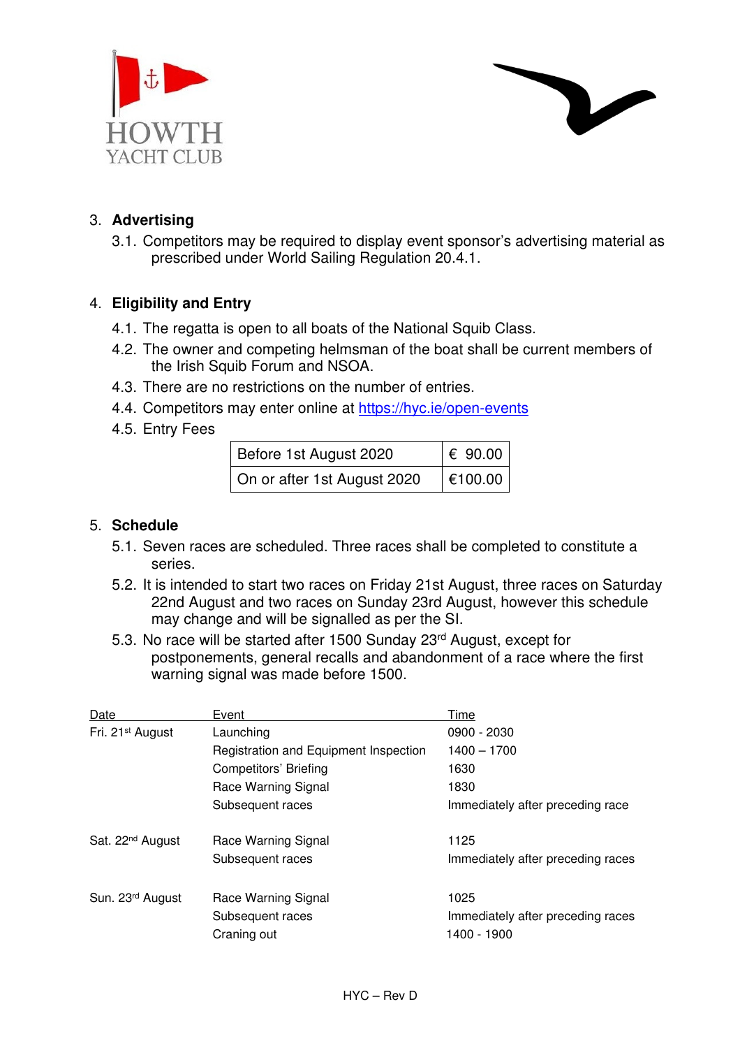## 3. Advertising

3.1. Competitors may be required to display event sponsor's advertising material as prescribed under World Sailing Regulation 20.4.1.

## 4. Eligibility and Entry

4.1. The regatta is open to all boats of the National Squib Class.

4.2. The owner and competing helmsman of the boat shall be current members of the Irish Squib Forum and NSOA.

4.3. There are no restrictions on the number of entries.

4.4. Competitors may enter online at [https://hyc.ie/open-events](https://hyc.ie/open-events)

4.5. Entry Fees

| Before 1st August 2020 | € 90.00 |
|---|---|
| On or after 1st August 2020 | €100.00 |

## 5. Schedule

5.1. Seven races are scheduled. Three races shall be completed to constitute a series.

5.2. It is intended to start two races on Friday 21st August, three races on Saturday 22nd August and two races on Sunday 23rd August, however this schedule may change and will be signalled as per the SI.

5.3. No race will be started after 1500 Sunday 23rd August, except for postponements, general recalls and abandonment of a race where the first warning signal was made before 1500.

| Date | Event | Time |
|---|---|---|
| Fri. 21st August | Launching | 0900 - 2030 |
| | Registration and Equipment Inspection | 1400 – 1700 |
| | Competitors' Briefing | 1630 |
| | Race Warning Signal | 1830 |
| | Subsequent races | Immediately after preceding race |
| Sat. 22nd August | Race Warning Signal | 1125 |
| | Subsequent races | Immediately after preceding races |
| Sun. 23rd August | Race Warning Signal | 1025 |
| | Subsequent races | Immediately after preceding races |
| | Craning out | 1400 - 1900 |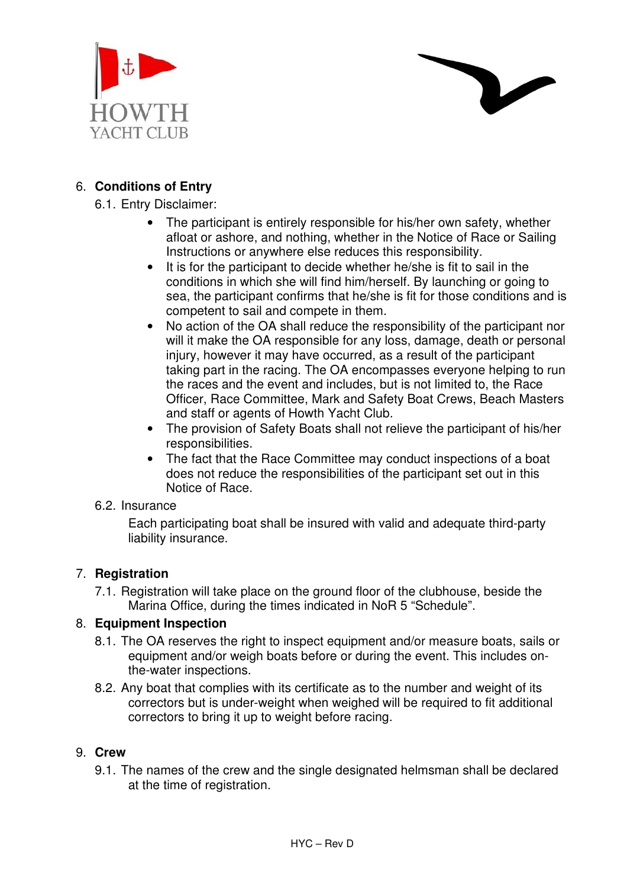## 6. Conditions of Entry

### 6.1. Entry Disclaimer:

- The participant is entirely responsible for his/her own safety, whether afloat or ashore, and nothing, whether in the Notice of Race or Sailing Instructions or anywhere else reduces this responsibility.
- It is for the participant to decide whether he/she is fit to sail in the conditions in which she will find him/herself. By launching or going to sea, the participant confirms that he/she is fit for those conditions and is competent to sail and compete in them.
- No action of the OA shall reduce the responsibility of the participant nor will it make the OA responsible for any loss, damage, death or personal injury, however it may have occurred, as a result of the participant taking part in the racing. The OA encompasses everyone helping to run the races and the event and includes, but is not limited to, the Race Officer, Race Committee, Mark and Safety Boat Crews, Beach Masters and staff or agents of Howth Yacht Club.
- The provision of Safety Boats shall not relieve the participant of his/her responsibilities.
- The fact that the Race Committee may conduct inspections of a boat does not reduce the responsibilities of the participant set out in this Notice of Race.

### 6.2. Insurance

Each participating boat shall be insured with valid and adequate third-party liability insurance.

## 7. Registration

7.1. Registration will take place on the ground floor of the clubhouse, beside the Marina Office, during the times indicated in NoR 5 “Schedule”.

## 8. Equipment Inspection

8.1. The OA reserves the right to inspect equipment and/or measure boats, sails or equipment and/or weigh boats before or during the event. This includes on-the-water inspections.

8.2. Any boat that complies with its certificate as to the number and weight of its correctors but is under-weight when weighed will be required to fit additional correctors to bring it up to weight before racing.

## 9. Crew

9.1. The names of the crew and the single designated helmsman shall be declared at the time of registration.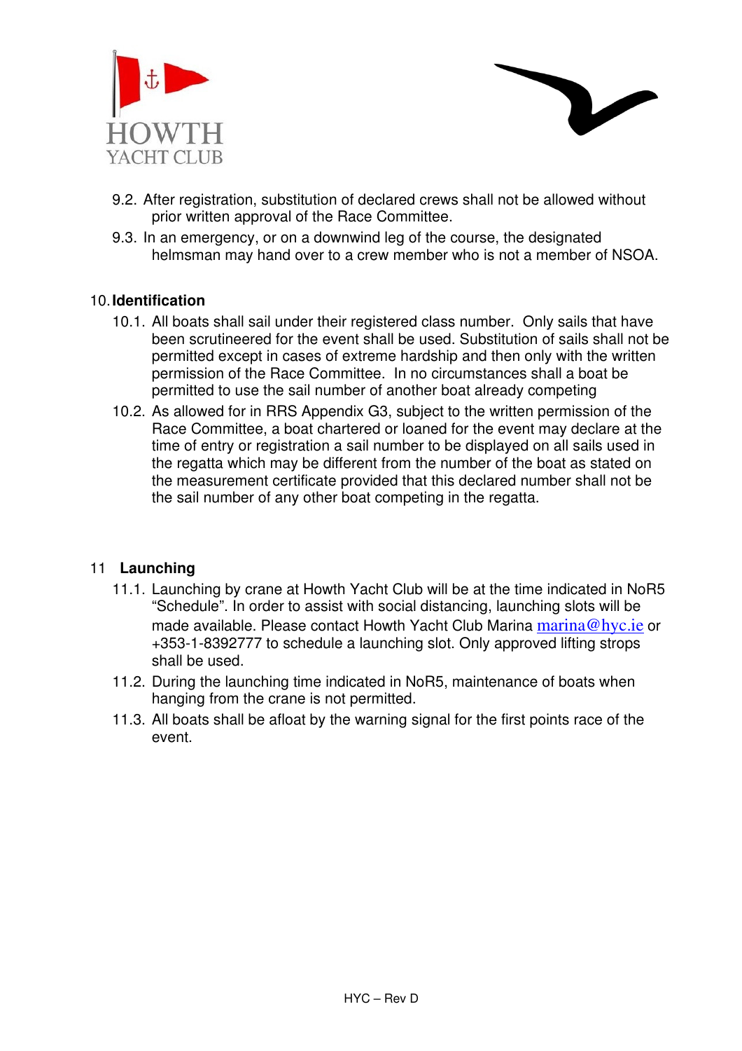9.2. After registration, substitution of declared crews shall not be allowed without prior written approval of the Race Committee.

9.3. In an emergency, or on a downwind leg of the course, the designated helmsman may hand over to a crew member who is not a member of NSOA.

## 10. Identification

10.1. All boats shall sail under their registered class number. Only sails that have been scrutineered for the event shall be used. Substitution of sails shall not be permitted except in cases of extreme hardship and then only with the written permission of the Race Committee. In no circumstances shall a boat be permitted to use the sail number of another boat already competing

10.2. As allowed for in RRS Appendix G3, subject to the written permission of the Race Committee, a boat chartered or loaned for the event may declare at the time of entry or registration a sail number to be displayed on all sails used in the regatta which may be different from the number of the boat as stated on the measurement certificate provided that this declared number shall not be the sail number of any other boat competing in the regatta.

## 11 Launching

11.1. Launching by crane at Howth Yacht Club will be at the time indicated in NoR5 "Schedule". In order to assist with social distancing, launching slots will be made available. Please contact Howth Yacht Club Marina marina@hyc.ie or +353-1-8392777 to schedule a launching slot. Only approved lifting strops shall be used.

11.2. During the launching time indicated in NoR5, maintenance of boats when hanging from the crane is not permitted.

11.3. All boats shall be afloat by the warning signal for the first points race of the event.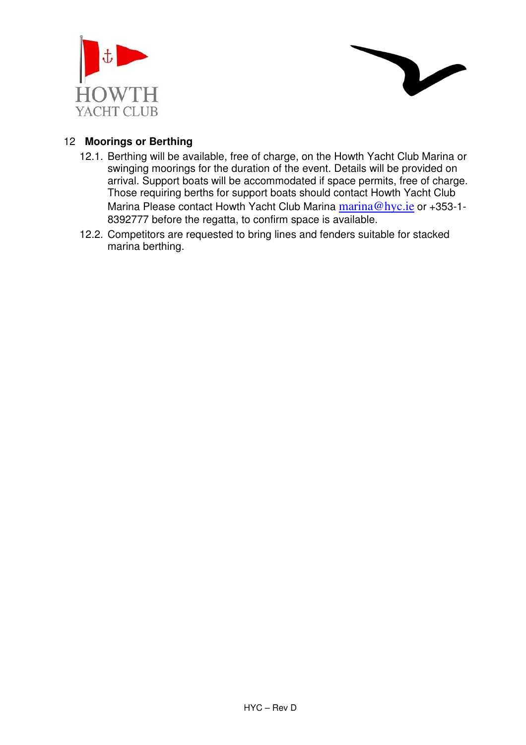## 12 Moorings or Berthing

12.1. Berthing will be available, free of charge, on the Howth Yacht Club Marina or swinging moorings for the duration of the event. Details will be provided on arrival. Support boats will be accommodated if space permits, free of charge. Those requiring berths for support boats should contact Howth Yacht Club Marina Please contact Howth Yacht Club Marina marina@hyc.ie or +353-1-8392777 before the regatta, to confirm space is available.

12.2. Competitors are requested to bring lines and fenders suitable for stacked marina berthing.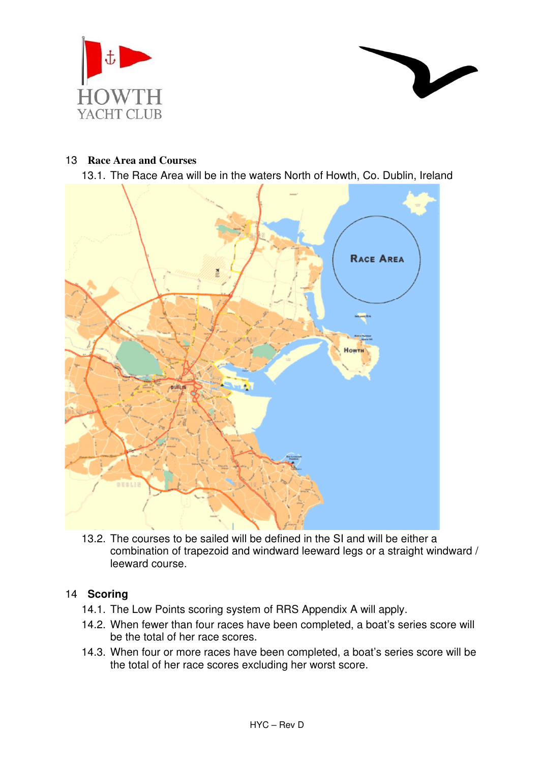## 13 Race Area and Courses

13.1. The Race Area will be in the waters North of Howth, Co. Dublin, Ireland

13.2. The courses to be sailed will be defined in the SI and will be either a combination of trapezoid and windward leeward legs or a straight windward / leeward course.

## 14 Scoring

14.1. The Low Points scoring system of RRS Appendix A will apply.

14.2. When fewer than four races have been completed, a boat's series score will be the total of her race scores.

14.3. When four or more races have been completed, a boat's series score will be the total of her race scores excluding her worst score.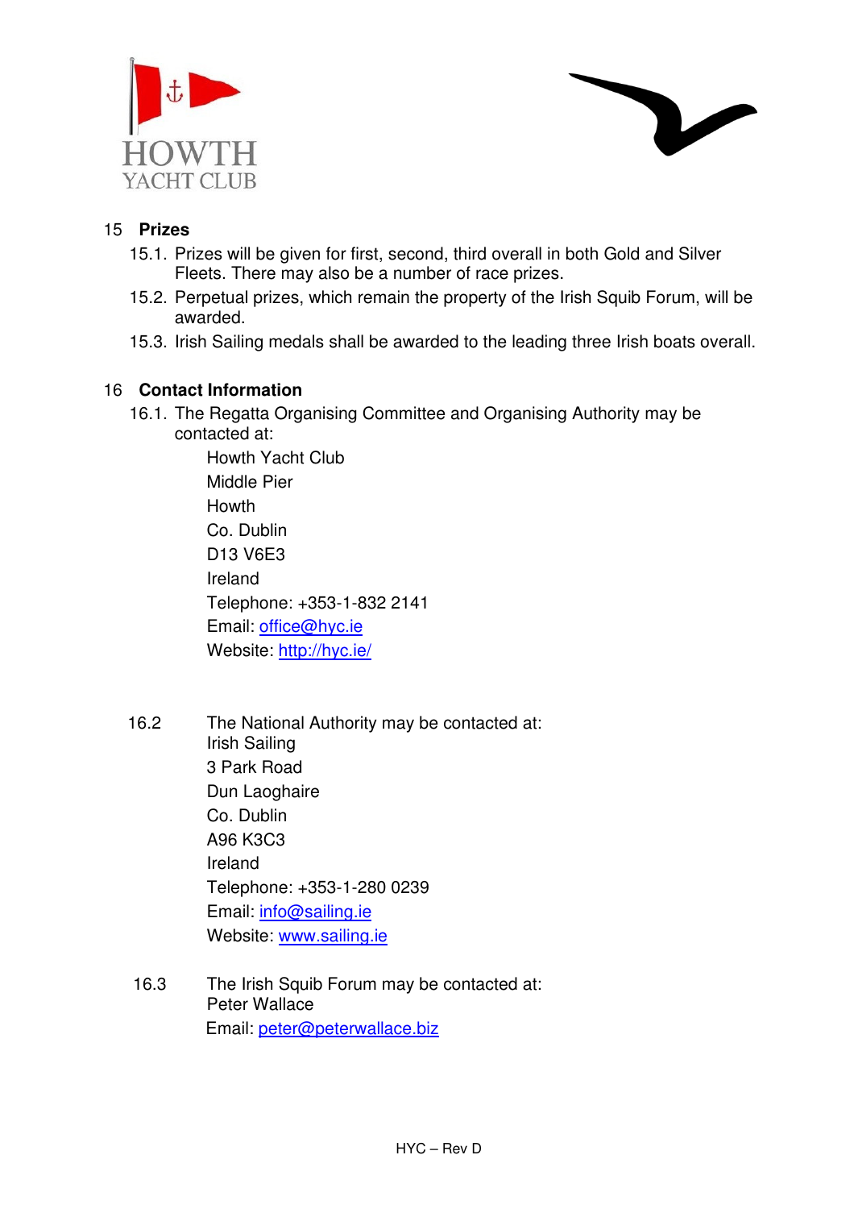## 15 Prizes

15.1. Prizes will be given for first, second, third overall in both Gold and Silver Fleets. There may also be a number of race prizes.

15.2. Perpetual prizes, which remain the property of the Irish Squib Forum, will be awarded.

15.3. Irish Sailing medals shall be awarded to the leading three Irish boats overall.

## 16 Contact Information

16.1. The Regatta Organising Committee and Organising Authority may be contacted at:

Howth Yacht Club
Middle Pier
Howth
Co. Dublin
D13 V6E3
Ireland
Telephone: +353-1-832 2141
Email: office@hyc.ie
Website: http://hyc.ie/

16.2 The National Authority may be contacted at:

Irish Sailing
3 Park Road
Dun Laoghaire
Co. Dublin
A96 K3C3
Ireland
Telephone: +353-1-280 0239
Email: info@sailing.ie
Website: www.sailing.ie

16.3 The Irish Squib Forum may be contacted at:

Peter Wallace
Email: peter@peterwallace.biz